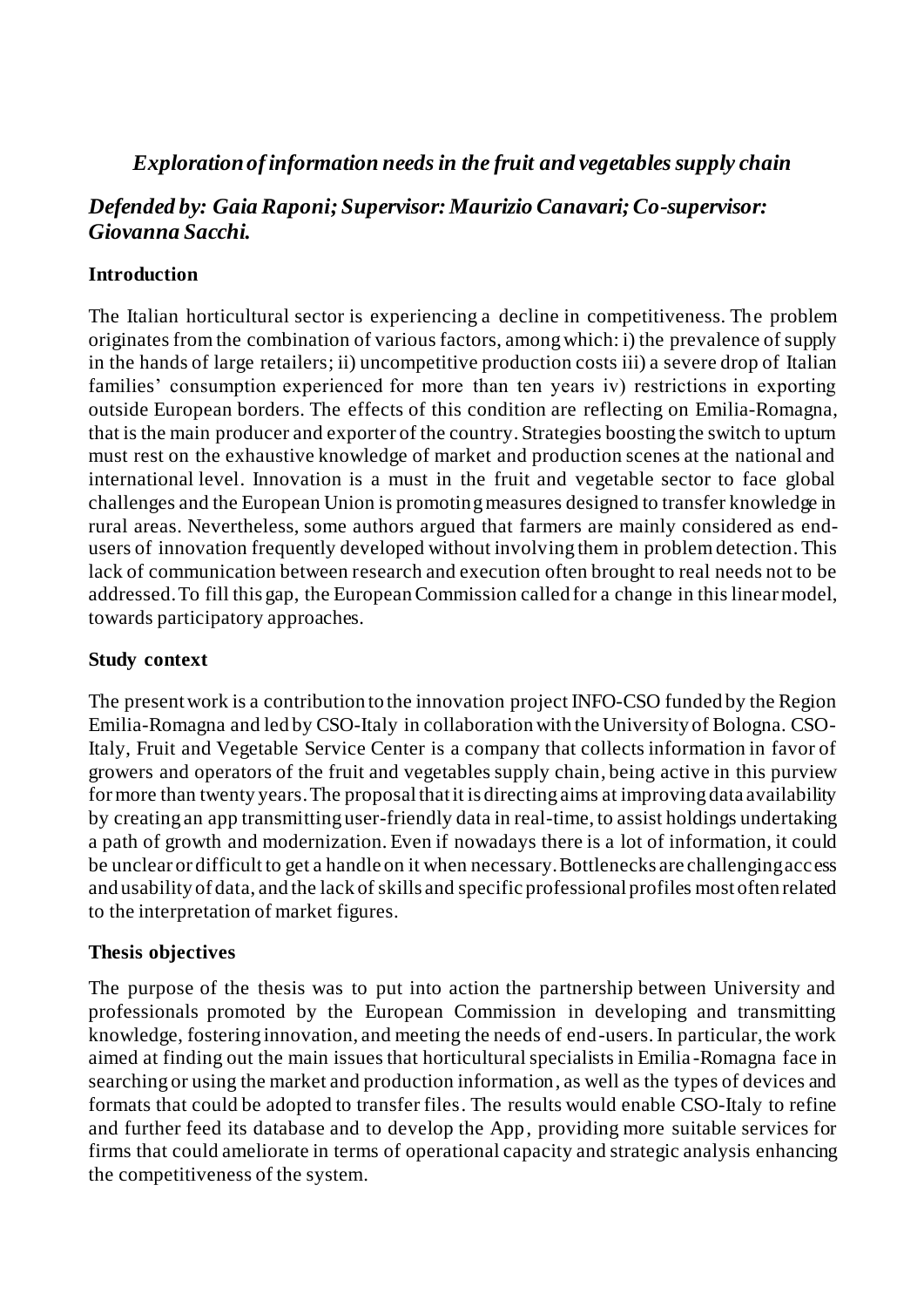## *Exploration of information needs in the fruit and vegetables supply chain*

### *Defended by: Gaia Raponi; Supervisor: Maurizio Canavari; Co-supervisor: Giovanna Sacchi.*

**Introduction**

The Italian horticultural sector is experiencing a decline in competitiveness. The problem originates from the combination of various factors, among which: i) the prevalence of supply in the hands of large retailers; ii) uncompetitive production costs iii) a severe drop of Italian families' consumption experienced for more than ten years iv) restrictions in exporting outside European borders. The effects of this condition are reflecting on Emilia-Romagna, that is the main producer and exporter of the country. Strategies boosting the switch to upturn must rest on the exhaustive knowledge of market and production scenes at the national and international level. Innovation is a must in the fruit and vegetable sector to face global challenges and the European Union is promoting measures designed to transfer knowledge in rural areas. Nevertheless, some authors argued that farmers are mainly considered as end-users of innovation frequently developed without involving them in problem detection. This lack of communication between research and execution often brought to real needs not to be addressed. To fill this gap, the European Commission called for a change in this linear model, towards participatory approaches.

**Study context**

The present work is a contribution to the innovation project INFO-CSO funded by the Region Emilia-Romagna and led by CSO-Italy in collaboration with the University of Bologna. CSO-Italy, Fruit and Vegetable Service Center is a company that collects information in favor of growers and operators of the fruit and vegetables supply chain, being active in this purview for more than twenty years. The proposal that it is directing aims at improving data availability by creating an app transmitting user-friendly data in real-time, to assist holdings undertaking a path of growth and modernization. Even if nowadays there is a lot of information, it could be unclear or difficult to get a handle on it when necessary. Bottlenecks are challenging access and usability of data, and the lack of skills and specific professional profiles most often related to the interpretation of market figures.

**Thesis objectives**

The purpose of the thesis was to put into action the partnership between University and professionals promoted by the European Commission in developing and transmitting knowledge, fostering innovation, and meeting the needs of end-users. In particular, the work aimed at finding out the main issues that horticultural specialists in Emilia-Romagna face in searching or using the market and production information, as well as the types of devices and formats that could be adopted to transfer files. The results would enable CSO-Italy to refine and further feed its database and to develop the App, providing more suitable services for firms that could ameliorate in terms of operational capacity and strategic analysis enhancing the competitiveness of the system.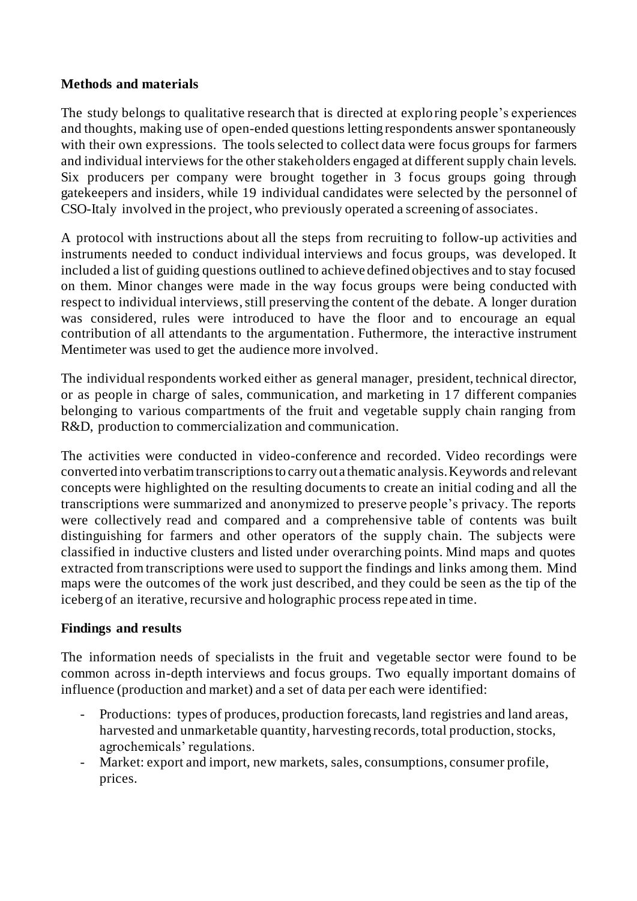**Methods and materials**

The study belongs to qualitative research that is directed at exploring people's experiences and thoughts, making use of open-ended questions letting respondents answer spontaneously with their own expressions. The tools selected to collect data were focus groups for farmers and individual interviews for the other stakeholders engaged at different supply chain levels. Six producers per company were brought together in 3 focus groups going through gatekeepers and insiders, while 19 individual candidates were selected by the personnel of CSO-Italy involved in the project, who previously operated a screening of associates.

A protocol with instructions about all the steps from recruiting to follow-up activities and instruments needed to conduct individual interviews and focus groups, was developed. It included a list of guiding questions outlined to achieve defined objectives and to stay focused on them. Minor changes were made in the way focus groups were being conducted with respect to individual interviews, still preserving the content of the debate. A longer duration was considered, rules were introduced to have the floor and to encourage an equal contribution of all attendants to the argumentation. Futhermore, the interactive instrument Mentimeter was used to get the audience more involved.

The individual respondents worked either as general manager, president, technical director, or as people in charge of sales, communication, and marketing in 17 different companies belonging to various compartments of the fruit and vegetable supply chain ranging from R&D, production to commercialization and communication.

The activities were conducted in video-conference and recorded. Video recordings were converted into verbatim transcriptions to carry out a thematic analysis. Keywords and relevant concepts were highlighted on the resulting documents to create an initial coding and all the transcriptions were summarized and anonymized to preserve people's privacy. The reports were collectively read and compared and a comprehensive table of contents was built distinguishing for farmers and other operators of the supply chain. The subjects were classified in inductive clusters and listed under overarching points. Mind maps and quotes extracted from transcriptions were used to support the findings and links among them. Mind maps were the outcomes of the work just described, and they could be seen as the tip of the iceberg of an iterative, recursive and holographic process repeated in time.

**Findings and results**

The information needs of specialists in the fruit and vegetable sector were found to be common across in-depth interviews and focus groups. Two equally important domains of influence (production and market) and a set of data per each were identified:

- Productions: types of produces, production forecasts, land registries and land areas, harvested and unmarketable quantity, harvesting records, total production, stocks, agrochemicals' regulations.
- Market: export and import, new markets, sales, consumptions, consumer profile, prices.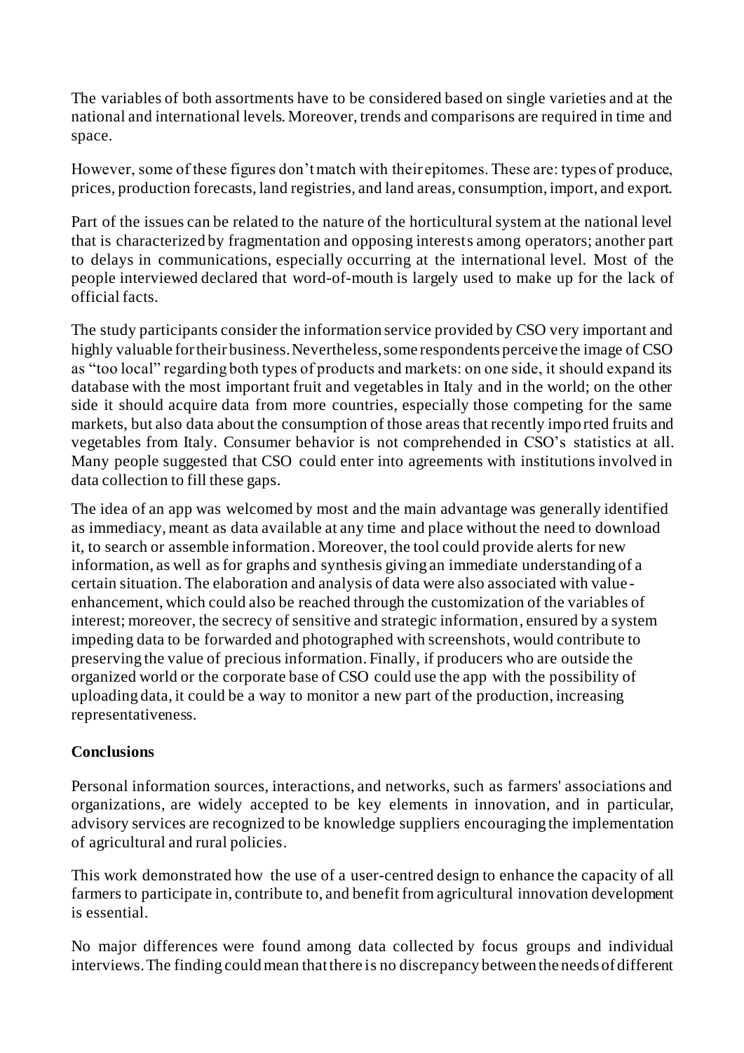The variables of both assortments have to be considered based on single varieties and at the national and international levels. Moreover, trends and comparisons are required in time and space.

However, some of these figures don't match with their epitomes. These are: types of produce, prices, production forecasts, land registries, and land areas, consumption, import, and export.

Part of the issues can be related to the nature of the horticultural system at the national level that is characterized by fragmentation and opposing interests among operators; another part to delays in communications, especially occurring at the international level. Most of the people interviewed declared that word-of-mouth is largely used to make up for the lack of official facts.

The study participants consider the information service provided by CSO very important and highly valuable for their business. Nevertheless, some respondents perceive the image of CSO as "too local" regarding both types of products and markets: on one side, it should expand its database with the most important fruit and vegetables in Italy and in the world; on the other side it should acquire data from more countries, especially those competing for the same markets, but also data about the consumption of those areas that recently imported fruits and vegetables from Italy. Consumer behavior is not comprehended in CSO's statistics at all. Many people suggested that CSO could enter into agreements with institutions involved in data collection to fill these gaps.

The idea of an app was welcomed by most and the main advantage was generally identified as immediacy, meant as data available at any time and place without the need to download it, to search or assemble information. Moreover, the tool could provide alerts for new information, as well as for graphs and synthesis giving an immediate understanding of a certain situation. The elaboration and analysis of data were also associated with value-enhancement, which could also be reached through the customization of the variables of interest; moreover, the secrecy of sensitive and strategic information, ensured by a system impeding data to be forwarded and photographed with screenshots, would contribute to preserving the value of precious information. Finally, if producers who are outside the organized world or the corporate base of CSO could use the app with the possibility of uploading data, it could be a way to monitor a new part of the production, increasing representativeness.

**Conclusions**

Personal information sources, interactions, and networks, such as farmers' associations and organizations, are widely accepted to be key elements in innovation, and in particular, advisory services are recognized to be knowledge suppliers encouraging the implementation of agricultural and rural policies.

This work demonstrated how the use of a user-centred design to enhance the capacity of all farmers to participate in, contribute to, and benefit from agricultural innovation development is essential.

No major differences were found among data collected by focus groups and individual interviews. The finding could mean that there is no discrepancy between the needs of different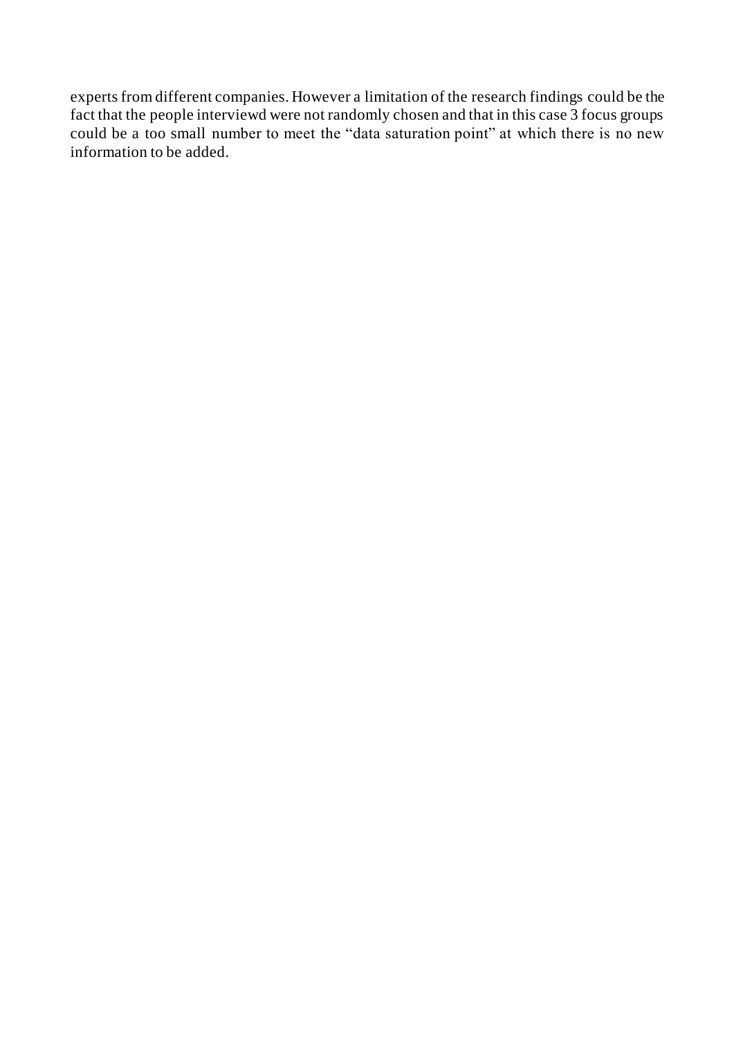experts from different companies. However a limitation of the research findings could be the fact that the people interviewd were not randomly chosen and that in this case 3 focus groups could be a too small number to meet the "data saturation point" at which there is no new information to be added.